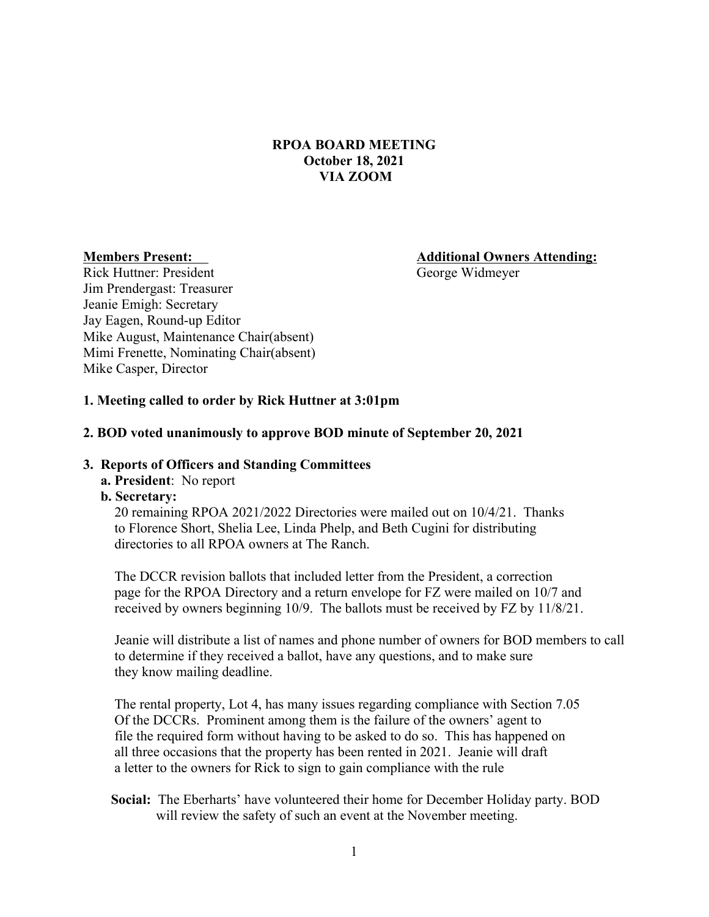**RPOA BOARD MEETING**
**October 18, 2021**
**VIA ZOOM**

**Members Present:**
Rick Huttner: President
Jim Prendergast: Treasurer
Jeanie Emigh: Secretary
Jay Eagen, Round-up Editor
Mike August, Maintenance Chair(absent)
Mimi Frenette, Nominating Chair(absent)
Mike Casper, Director

**Additional Owners Attending:**
George Widmeyer

**1. Meeting called to order by Rick Huttner at 3:01pm**

**2. BOD voted unanimously to approve BOD minute of September 20, 2021**

**3. Reports of Officers and Standing Committees**

**a. President**: No report

**b. Secretary:**

20 remaining RPOA 2021/2022 Directories were mailed out on 10/4/21. Thanks to Florence Short, Shelia Lee, Linda Phelp, and Beth Cugini for distributing directories to all RPOA owners at The Ranch.

The DCCR revision ballots that included letter from the President, a correction page for the RPOA Directory and a return envelope for FZ were mailed on 10/7 and received by owners beginning 10/9. The ballots must be received by FZ by 11/8/21.

Jeanie will distribute a list of names and phone number of owners for BOD members to call to determine if they received a ballot, have any questions, and to make sure they know mailing deadline.

The rental property, Lot 4, has many issues regarding compliance with Section 7.05 Of the DCCRs. Prominent among them is the failure of the owners' agent to file the required form without having to be asked to do so. This has happened on all three occasions that the property has been rented in 2021. Jeanie will draft a letter to the owners for Rick to sign to gain compliance with the rule

**Social:** The Eberharts' have volunteered their home for December Holiday party. BOD will review the safety of such an event at the November meeting.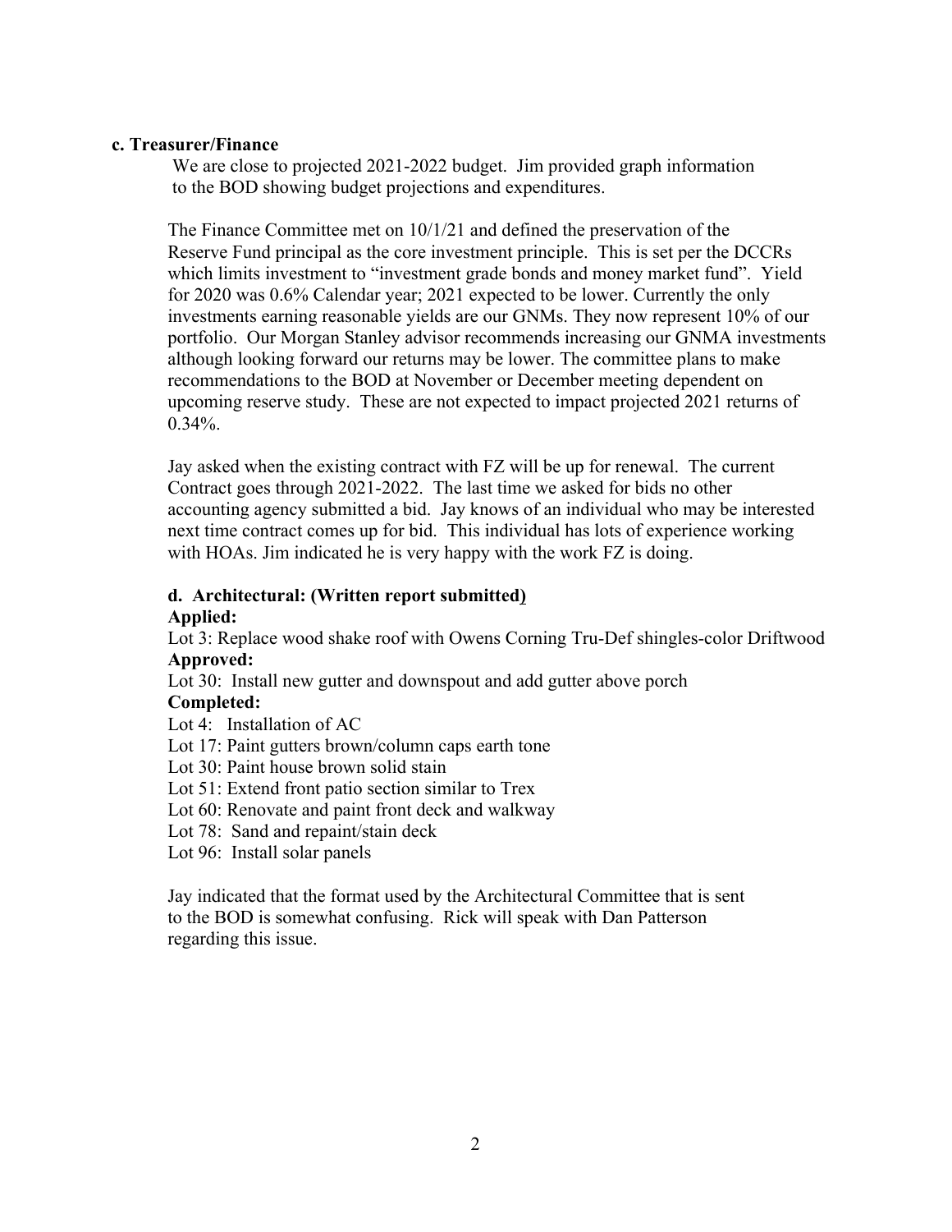**c. Treasurer/Finance**

We are close to projected 2021-2022 budget. Jim provided graph information to the BOD showing budget projections and expenditures.

The Finance Committee met on 10/1/21 and defined the preservation of the Reserve Fund principal as the core investment principle. This is set per the DCCRs which limits investment to "investment grade bonds and money market fund". Yield for 2020 was 0.6% Calendar year; 2021 expected to be lower. Currently the only investments earning reasonable yields are our GNMs. They now represent 10% of our portfolio. Our Morgan Stanley advisor recommends increasing our GNMA investments although looking forward our returns may be lower. The committee plans to make recommendations to the BOD at November or December meeting dependent on upcoming reserve study. These are not expected to impact projected 2021 returns of 0.34%.

Jay asked when the existing contract with FZ will be up for renewal. The current Contract goes through 2021-2022. The last time we asked for bids no other accounting agency submitted a bid. Jay knows of an individual who may be interested next time contract comes up for bid. This individual has lots of experience working with HOAs. Jim indicated he is very happy with the work FZ is doing.

**d. Architectural: (Written report submitted)**

**Applied:**

Lot 3: Replace wood shake roof with Owens Corning Tru-Def shingles-color Driftwood

**Approved:**

Lot 30: Install new gutter and downspout and add gutter above porch

**Completed:**

Lot 4: Installation of AC
Lot 17: Paint gutters brown/column caps earth tone
Lot 30: Paint house brown solid stain
Lot 51: Extend front patio section similar to Trex
Lot 60: Renovate and paint front deck and walkway
Lot 78: Sand and repaint/stain deck
Lot 96: Install solar panels

Jay indicated that the format used by the Architectural Committee that is sent to the BOD is somewhat confusing. Rick will speak with Dan Patterson regarding this issue.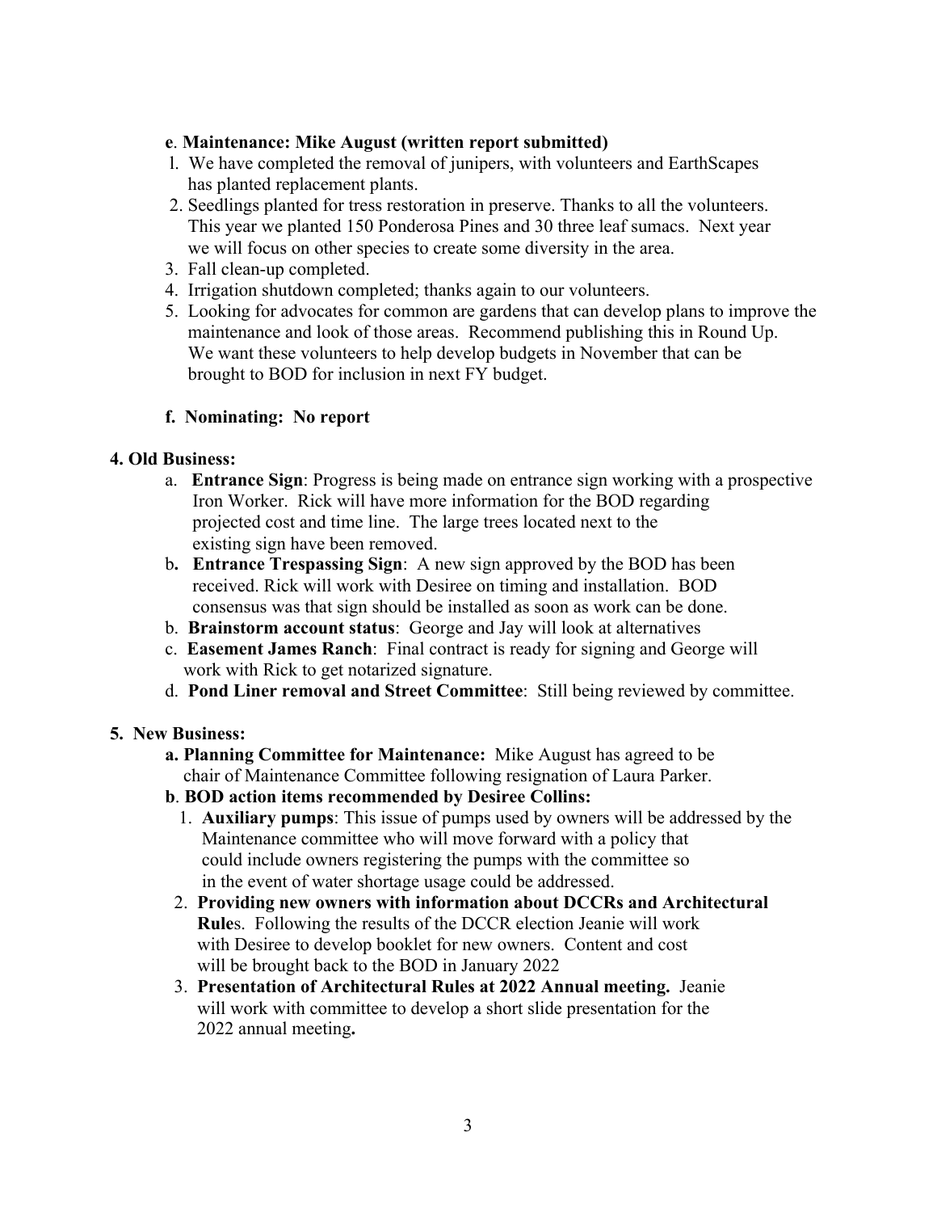**e**. **Maintenance: Mike August (written report submitted)**

1. We have completed the removal of junipers, with volunteers and EarthScapes has planted replacement plants.
2. Seedlings planted for tress restoration in preserve. Thanks to all the volunteers. This year we planted 150 Ponderosa Pines and 30 three leaf sumacs. Next year we will focus on other species to create some diversity in the area.
3. Fall clean-up completed.
4. Irrigation shutdown completed; thanks again to our volunteers.
5. Looking for advocates for common are gardens that can develop plans to improve the maintenance and look of those areas. Recommend publishing this in Round Up. We want these volunteers to help develop budgets in November that can be brought to BOD for inclusion in next FY budget.

**f. Nominating: No report**

**4. Old Business:**

a. **Entrance Sign**: Progress is being made on entrance sign working with a prospective Iron Worker. Rick will have more information for the BOD regarding projected cost and time line. The large trees located next to the existing sign have been removed.

b**. Entrance Trespassing Sign**: A new sign approved by the BOD has been received. Rick will work with Desiree on timing and installation. BOD consensus was that sign should be installed as soon as work can be done.

b. **Brainstorm account status**: George and Jay will look at alternatives

c. **Easement James Ranch**: Final contract is ready for signing and George will work with Rick to get notarized signature.

d. **Pond Liner removal and Street Committee**: Still being reviewed by committee.

**5. New Business:**

**a. Planning Committee for Maintenance:** Mike August has agreed to be chair of Maintenance Committee following resignation of Laura Parker.

**b**. **BOD action items recommended by Desiree Collins:**

1. **Auxiliary pumps**: This issue of pumps used by owners will be addressed by the Maintenance committee who will move forward with a policy that could include owners registering the pumps with the committee so in the event of water shortage usage could be addressed.
2. **Providing new owners with information about DCCRs and Architectural Rule**s. Following the results of the DCCR election Jeanie will work with Desiree to develop booklet for new owners. Content and cost will be brought back to the BOD in January 2022
3. **Presentation of Architectural Rules at 2022 Annual meeting.** Jeanie will work with committee to develop a short slide presentation for the 2022 annual meeting**.**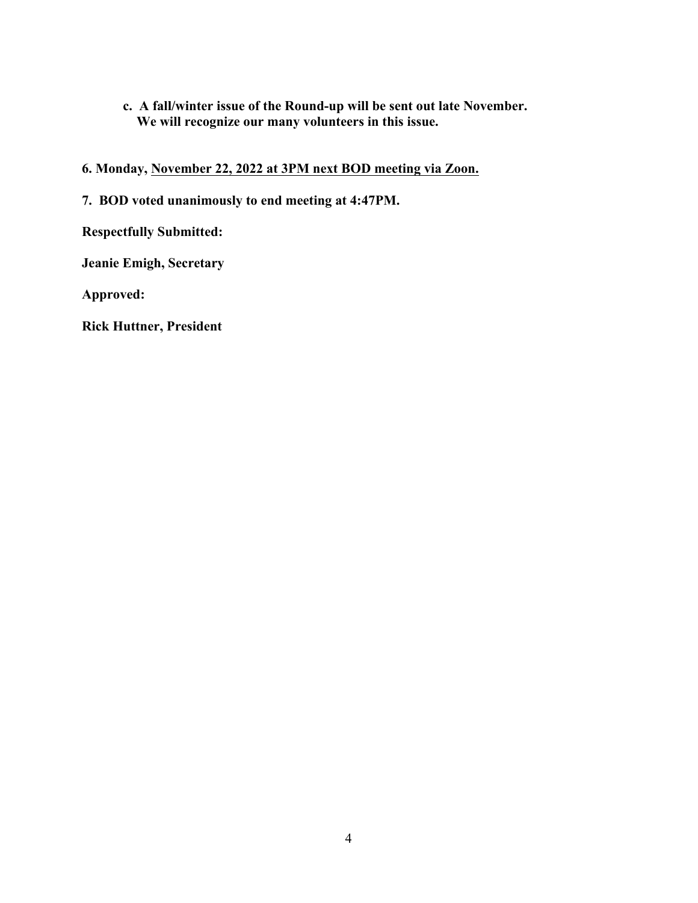**c. A fall/winter issue of the Round-up will be sent out late November. We will recognize our many volunteers in this issue.**

**6. Monday, <u>November 22, 2022 at 3PM next BOD meeting via Zoon.</u>**

**7. BOD voted unanimously to end meeting at 4:47PM.**

**Respectfully Submitted:**

**Jeanie Emigh, Secretary**

**Approved:**

**Rick Huttner, President**